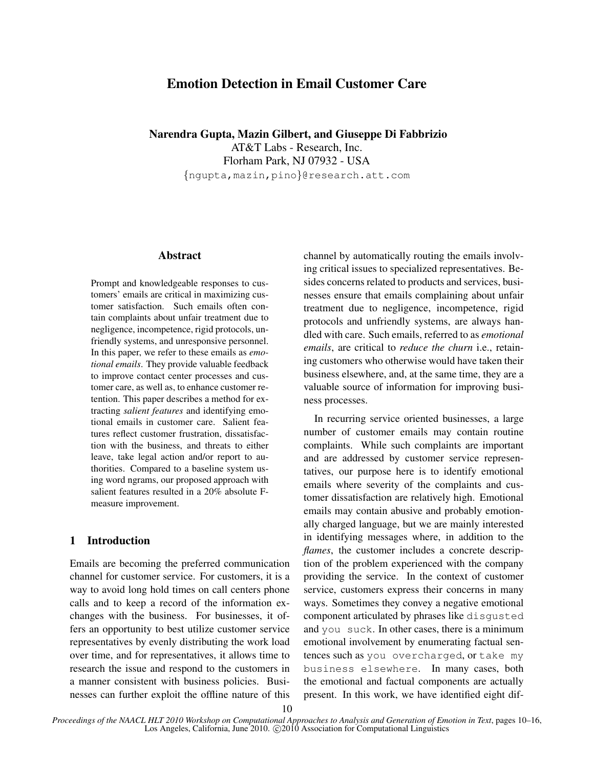# Emotion Detection in Email Customer Care

**Narendra Gupta, Mazin Gilbert, and Giuseppe Di Fabbrizio**
AT&T Labs - Research, Inc.
Florham Park, NJ 07932 - USA
{ngupta,mazin,pino}@research.att.com

## Abstract

Prompt and knowledgeable responses to customers' emails are critical in maximizing customer satisfaction. Such emails often contain complaints about unfair treatment due to negligence, incompetence, rigid protocols, unfriendly systems, and unresponsive personnel. In this paper, we refer to these emails as *emotional emails*. They provide valuable feedback to improve contact center processes and customer care, as well as, to enhance customer retention. This paper describes a method for extracting *salient features* and identifying emotional emails in customer care. Salient features reflect customer frustration, dissatisfaction with the business, and threats to either leave, take legal action and/or report to authorities. Compared to a baseline system using word ngrams, our proposed approach with salient features resulted in a 20% absolute F-measure improvement.

## 1 Introduction

Emails are becoming the preferred communication channel for customer service. For customers, it is a way to avoid long hold times on call centers phone calls and to keep a record of the information exchanges with the business. For businesses, it offers an opportunity to best utilize customer service representatives by evenly distributing the work load over time, and for representatives, it allows time to research the issue and respond to the customers in a manner consistent with business policies. Businesses can further exploit the offline nature of this channel by automatically routing the emails involving critical issues to specialized representatives. Besides concerns related to products and services, businesses ensure that emails complaining about unfair treatment due to negligence, incompetence, rigid protocols and unfriendly systems, are always handled with care. Such emails, referred to as *emotional emails*, are critical to *reduce the churn* i.e., retaining customers who otherwise would have taken their business elsewhere, and, at the same time, they are a valuable source of information for improving business processes.

In recurring service oriented businesses, a large number of customer emails may contain routine complaints. While such complaints are important and are addressed by customer service representatives, our purpose here is to identify emotional emails where severity of the complaints and customer dissatisfaction are relatively high. Emotional emails may contain abusive and probably emotionally charged language, but we are mainly interested in identifying messages where, in addition to the *flames*, the customer includes a concrete description of the problem experienced with the company providing the service. In the context of customer service, customers express their concerns in many ways. Sometimes they convey a negative emotional component articulated by phrases like `disgusted` and `you suck`. In other cases, there is a minimum emotional involvement by enumerating factual sentences such as `you overcharged`, or `take my business elsewhere`. In many cases, both the emotional and factual components are actually present. In this work, we have identified eight dif-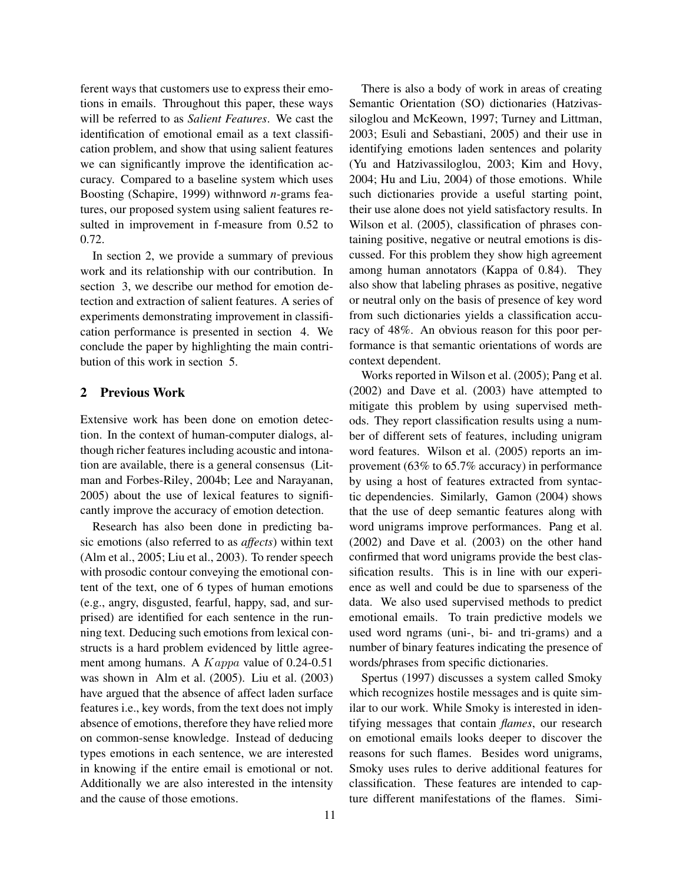ferent ways that customers use to express their emotions in emails. Throughout this paper, these ways will be referred to as *Salient Features*. We cast the identification of emotional email as a text classification problem, and show that using salient features we can significantly improve the identification accuracy. Compared to a baseline system which uses Boosting (Schapire, 1999) withnword *n*-grams features, our proposed system using salient features resulted in improvement in f-measure from 0.52 to 0.72.

In section 2, we provide a summary of previous work and its relationship with our contribution. In section 3, we describe our method for emotion detection and extraction of salient features. A series of experiments demonstrating improvement in classification performance is presented in section 4. We conclude the paper by highlighting the main contribution of this work in section 5.

## 2 Previous Work

Extensive work has been done on emotion detection. In the context of human-computer dialogs, although richer features including acoustic and intonation are available, there is a general consensus (Litman and Forbes-Riley, 2004b; Lee and Narayanan, 2005) about the use of lexical features to significantly improve the accuracy of emotion detection.

Research has also been done in predicting basic emotions (also referred to as *affects*) within text (Alm et al., 2005; Liu et al., 2003). To render speech with prosodic contour conveying the emotional content of the text, one of 6 types of human emotions (e.g., angry, disgusted, fearful, happy, sad, and surprised) are identified for each sentence in the running text. Deducing such emotions from lexical constructs is a hard problem evidenced by little agreement among humans. A $Kappa$ value of 0.24-0.51 was shown in Alm et al. (2005). Liu et al. (2003) have argued that the absence of affect laden surface features i.e., key words, from the text does not imply absence of emotions, therefore they have relied more on common-sense knowledge. Instead of deducing types emotions in each sentence, we are interested in knowing if the entire email is emotional or not. Additionally we are also interested in the intensity and the cause of those emotions.

There is also a body of work in areas of creating Semantic Orientation (SO) dictionaries (Hatzivassiloglou and McKeown, 1997; Turney and Littman, 2003; Esuli and Sebastiani, 2005) and their use in identifying emotions laden sentences and polarity (Yu and Hatzivassiloglou, 2003; Kim and Hovy, 2004; Hu and Liu, 2004) of those emotions. While such dictionaries provide a useful starting point, their use alone does not yield satisfactory results. In Wilson et al. (2005), classification of phrases containing positive, negative or neutral emotions is discussed. For this problem they show high agreement among human annotators (Kappa of 0.84). They also show that labeling phrases as positive, negative or neutral only on the basis of presence of key word from such dictionaries yields a classification accuracy of 48%. An obvious reason for this poor performance is that semantic orientations of words are context dependent.

Works reported in Wilson et al. (2005); Pang et al. (2002) and Dave et al. (2003) have attempted to mitigate this problem by using supervised methods. They report classification results using a number of different sets of features, including unigram word features. Wilson et al. (2005) reports an improvement (63% to 65.7% accuracy) in performance by using a host of features extracted from syntactic dependencies. Similarly, Gamon (2004) shows that the use of deep semantic features along with word unigrams improve performances. Pang et al. (2002) and Dave et al. (2003) on the other hand confirmed that word unigrams provide the best classification results. This is in line with our experience as well and could be due to sparseness of the data. We also used supervised methods to predict emotional emails. To train predictive models we used word ngrams (uni-, bi- and tri-grams) and a number of binary features indicating the presence of words/phrases from specific dictionaries.

Spertus (1997) discusses a system called Smoky which recognizes hostile messages and is quite similar to our work. While Smoky is interested in identifying messages that contain *flames*, our research on emotional emails looks deeper to discover the reasons for such flames. Besides word unigrams, Smoky uses rules to derive additional features for classification. These features are intended to capture different manifestations of the flames. Simi-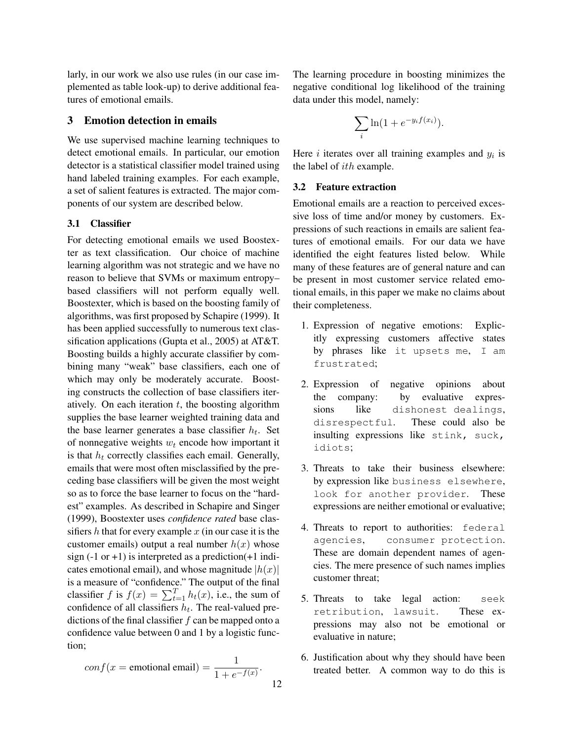larly, in our work we also use rules (in our case implemented as table look-up) to derive additional features of emotional emails.

## 3 Emotion detection in emails

We use supervised machine learning techniques to detect emotional emails. In particular, our emotion detector is a statistical classifier model trained using hand labeled training examples. For each example, a set of salient features is extracted. The major components of our system are described below.

### 3.1 Classifier

For detecting emotional emails we used Boostexter as text classification. Our choice of machine learning algorithm was not strategic and we have no reason to believe that SVMs or maximum entropy–based classifiers will not perform equally well. Boostexter, which is based on the boosting family of algorithms, was first proposed by Schapire (1999). It has been applied successfully to numerous text classification applications (Gupta et al., 2005) at AT&T. Boosting builds a highly accurate classifier by combining many "weak" base classifiers, each one of which may only be moderately accurate. Boosting constructs the collection of base classifiers iteratively. On each iteration $t$, the boosting algorithm supplies the base learner weighted training data and the base learner generates a base classifier $h_t$. Set of nonnegative weights $w_t$ encode how important it is that $h_t$ correctly classifies each email. Generally, emails that were most often misclassified by the preceding base classifiers will be given the most weight so as to force the base learner to focus on the "hardest" examples. As described in Schapire and Singer (1999), Boostexter uses *confidence rated* base classifiers $h$ that for every example $x$ (in our case it is the customer emails) output a real number $h(x)$ whose sign (-1 or +1) is interpreted as a prediction(+1 indicates emotional email), and whose magnitude $|h(x)|$ is a measure of "confidence." The output of the final classifier $f$ is $f(x) = \sum_{t=1}^{T} h_t(x)$, i.e., the sum of confidence of all classifiers $h_t$. The real-valued predictions of the final classifier $f$ can be mapped onto a confidence value between 0 and 1 by a logistic function;

$$conf(x = \text{emotional email}) = \frac{1}{1 + e^{-f(x)}}.$$

The learning procedure in boosting minimizes the negative conditional log likelihood of the training data under this model, namely:

$$\sum_i \ln(1 + e^{-y_i f(x_i)}).$$

Here $i$ iterates over all training examples and $y_i$ is the label of $ith$ example.

### 3.2 Feature extraction

Emotional emails are a reaction to perceived excessive loss of time and/or money by customers. Expressions of such reactions in emails are salient features of emotional emails. For our data we have identified the eight features listed below. While many of these features are of general nature and can be present in most customer service related emotional emails, in this paper we make no claims about their completeness.

1. Expression of negative emotions: Explicitly expressing customers affective states by phrases like `it upsets me`, `I am frustrated`;
2. Expression of negative opinions about the company: by evaluative expressions like `dishonest dealings`, `disrespectful`. These could also be insulting expressions like `stink, suck, idiots`;
3. Threats to take their business elsewhere: by expression like `business elsewhere`, `look for another provider`. These expressions are neither emotional or evaluative;
4. Threats to report to authorities: `federal agencies`, `consumer protection`. These are domain dependent names of agencies. The mere presence of such names implies customer threat;
5. Threats to take legal action: `seek retribution`, `lawsuit`. These expressions may also not be emotional or evaluative in nature;
6. Justification about why they should have been treated better. A common way to do this is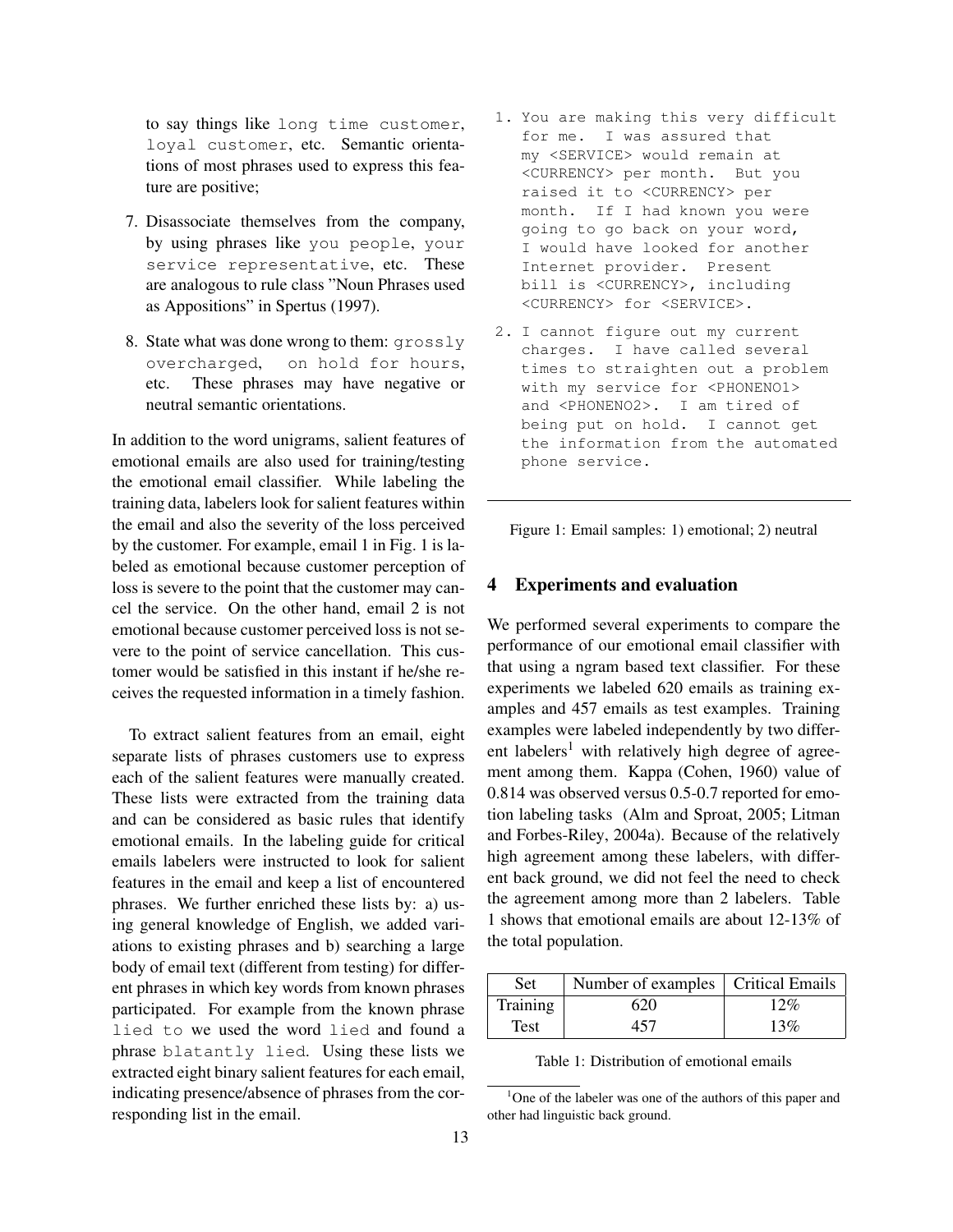to say things like `long time customer`, `loyal customer`, etc. Semantic orientations of most phrases used to express this feature are positive;

7. Disassociate themselves from the company, by using phrases like `you people`, `your service representative`, etc. These are analogous to rule class "Noun Phrases used as Appositions" in Spertus (1997).

8. State what was done wrong to them: `grossly overcharged`, `on hold for hours`, etc. These phrases may have negative or neutral semantic orientations.

In addition to the word unigrams, salient features of emotional emails are also used for training/testing the emotional email classifier. While labeling the training data, labelers look for salient features within the email and also the severity of the loss perceived by the customer. For example, email 1 in Fig. 1 is labeled as emotional because customer perception of loss is severe to the point that the customer may cancel the service. On the other hand, email 2 is not emotional because customer perceived loss is not severe to the point of service cancellation. This customer would be satisfied in this instant if he/she receives the requested information in a timely fashion.

To extract salient features from an email, eight separate lists of phrases customers use to express each of the salient features were manually created. These lists were extracted from the training data and can be considered as basic rules that identify emotional emails. In the labeling guide for critical emails labelers were instructed to look for salient features in the email and keep a list of encountered phrases. We further enriched these lists by: a) using general knowledge of English, we added variations to existing phrases and b) searching a large body of email text (different from testing) for different phrases in which key words from known phrases participated. For example from the known phrase `lied to` we used the word `lied` and found a phrase `blatantly lied`. Using these lists we extracted eight binary salient features for each email, indicating presence/absence of phrases from the corresponding list in the email.

```
1. You are making this very difficult
   for me.  I was assured that
   my <SERVICE> would remain at
   <CURRENCY> per month.  But you
   raised it to <CURRENCY> per
   month.  If I had known you were
   going to go back on your word,
   I would have looked for another
   Internet provider.  Present
   bill is <CURRENCY>, including
   <CURRENCY> for <SERVICE>.

2. I cannot figure out my current
   charges.  I have called several
   times to straighten out a problem
   with my service for <PHONENO1>
   and <PHONENO2>.  I am tired of
   being put on hold.  I cannot get
   the information from the automated
   phone service.
```

Figure 1: Email samples: 1) emotional; 2) neutral

## 4 Experiments and evaluation

We performed several experiments to compare the performance of our emotional email classifier with that using a ngram based text classifier. For these experiments we labeled 620 emails as training examples and 457 emails as test examples. Training examples were labeled independently by two different labelers[1] with relatively high degree of agreement among them. Kappa (Cohen, 1960) value of 0.814 was observed versus 0.5-0.7 reported for emotion labeling tasks (Alm and Sproat, 2005; Litman and Forbes-Riley, 2004a). Because of the relatively high agreement among these labelers, with different back ground, we did not feel the need to check the agreement among more than 2 labelers. Table 1 shows that emotional emails are about 12-13% of the total population.

| Set | Number of examples | Critical Emails |
|---|---|---|
| Training | 620 | 12% |
| Test | 457 | 13% |

Table 1: Distribution of emotional emails

[1] One of the labeler was one of the authors of this paper and other had linguistic back ground.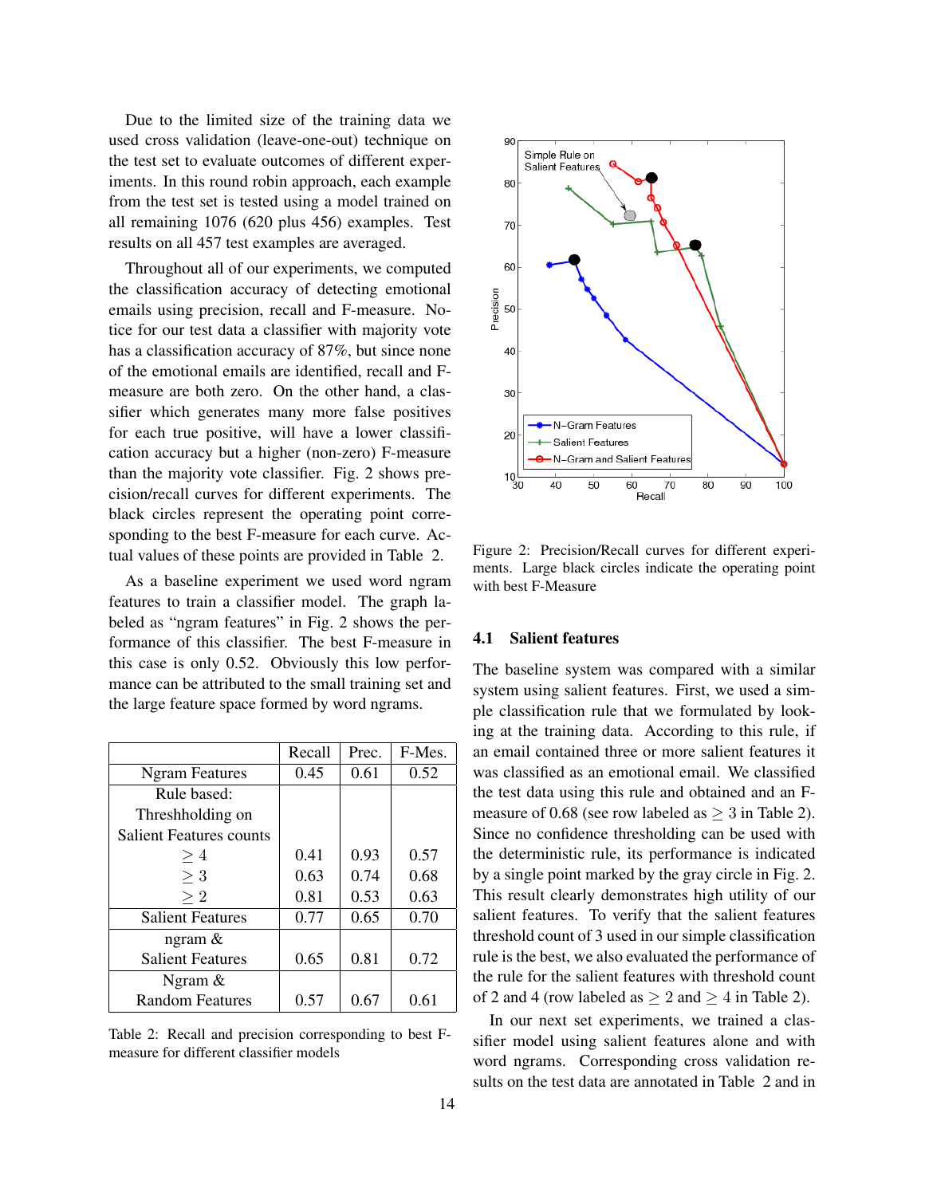Due to the limited size of the training data we used cross validation (leave-one-out) technique on the test set to evaluate outcomes of different experiments. In this round robin approach, each example from the test set is tested using a model trained on all remaining 1076 (620 plus 456) examples. Test results on all 457 test examples are averaged.

Throughout all of our experiments, we computed the classification accuracy of detecting emotional emails using precision, recall and F-measure. Notice for our test data a classifier with majority vote has a classification accuracy of 87%, but since none of the emotional emails are identified, recall and F-measure are both zero. On the other hand, a classifier which generates many more false positives for each true positive, will have a lower classification accuracy but a higher (non-zero) F-measure than the majority vote classifier. Fig. 2 shows precision/recall curves for different experiments. The black circles represent the operating point corresponding to the best F-measure for each curve. Actual values of these points are provided in Table 2.

As a baseline experiment we used word ngram features to train a classifier model. The graph labeled as "ngram features" in Fig. 2 shows the performance of this classifier. The best F-measure in this case is only 0.52. Obviously this low performance can be attributed to the small training set and the large feature space formed by word ngrams.

| | Recall | Prec. | F-Mes. |
|---|---|---|---|
| Ngram Features | 0.45 | 0.61 | 0.52 |
| Rule based: Threshholding on Salient Features counts | | | |
| $\geq 4$ | 0.41 | 0.93 | 0.57 |
| $\geq 3$ | 0.63 | 0.74 | 0.68 |
| $\geq 2$ | 0.81 | 0.53 | 0.63 |
| Salient Features | 0.77 | 0.65 | 0.70 |
| ngram & Salient Features | 0.65 | 0.81 | 0.72 |
| Ngram & Random Features | 0.57 | 0.67 | 0.61 |

Table 2: Recall and precision corresponding to best F-measure for different classifier models

Figure 2: Precision/Recall curves for different experiments. Large black circles indicate the operating point with best F-Measure

### 4.1 Salient features

The baseline system was compared with a similar system using salient features. First, we used a simple classification rule that we formulated by looking at the training data. According to this rule, if an email contained three or more salient features it was classified as an emotional email. We classified the test data using this rule and obtained and an F-measure of 0.68 (see row labeled as $\geq 3$ in Table 2). Since no confidence thresholding can be used with the deterministic rule, its performance is indicated by a single point marked by the gray circle in Fig. 2. This result clearly demonstrates high utility of our salient features. To verify that the salient features threshold count of 3 used in our simple classification rule is the best, we also evaluated the performance of the rule for the salient features with threshold count of 2 and 4 (row labeled as $\geq 2$ and $\geq 4$ in Table 2).

In our next set experiments, we trained a classifier model using salient features alone and with word ngrams. Corresponding cross validation results on the test data are annotated in Table 2 and in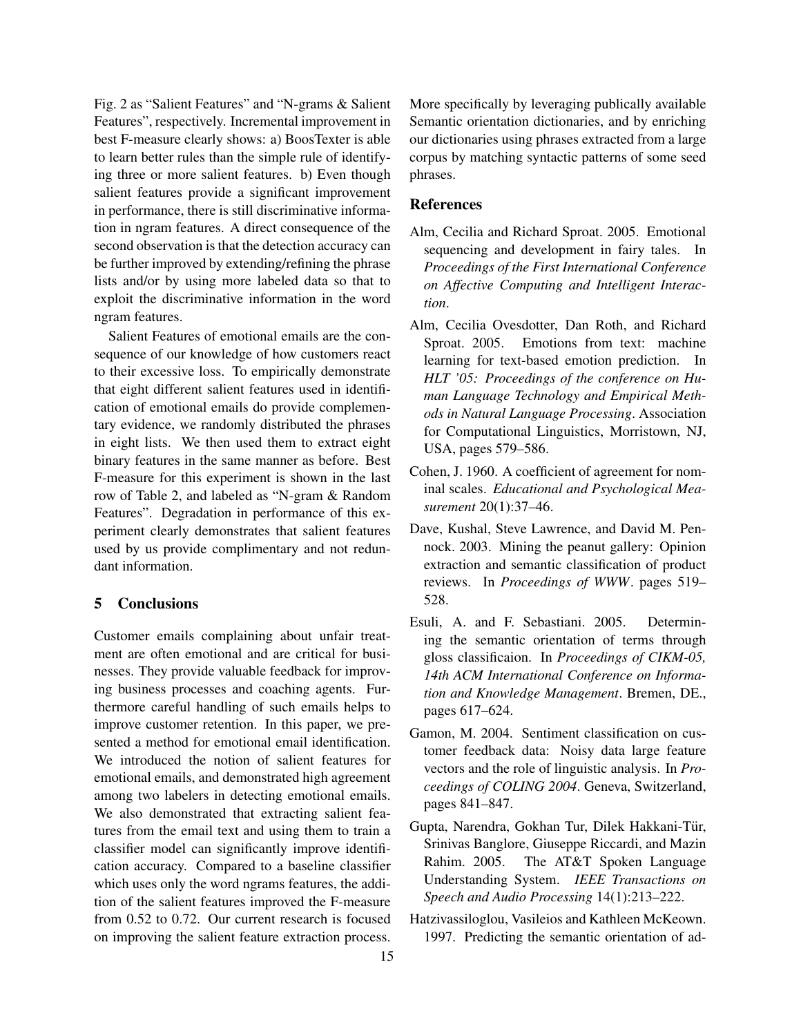Fig. 2 as "Salient Features" and "N-grams & Salient Features", respectively. Incremental improvement in best F-measure clearly shows: a) BoosTexter is able to learn better rules than the simple rule of identifying three or more salient features. b) Even though salient features provide a significant improvement in performance, there is still discriminative information in ngram features. A direct consequence of the second observation is that the detection accuracy can be further improved by extending/refining the phrase lists and/or by using more labeled data so that to exploit the discriminative information in the word ngram features.

Salient Features of emotional emails are the consequence of our knowledge of how customers react to their excessive loss. To empirically demonstrate that eight different salient features used in identification of emotional emails do provide complementary evidence, we randomly distributed the phrases in eight lists. We then used them to extract eight binary features in the same manner as before. Best F-measure for this experiment is shown in the last row of Table 2, and labeled as "N-gram & Random Features". Degradation in performance of this experiment clearly demonstrates that salient features used by us provide complimentary and not redundant information.

## 5 Conclusions

Customer emails complaining about unfair treatment are often emotional and are critical for businesses. They provide valuable feedback for improving business processes and coaching agents. Furthermore careful handling of such emails helps to improve customer retention. In this paper, we presented a method for emotional email identification. We introduced the notion of salient features for emotional emails, and demonstrated high agreement among two labelers in detecting emotional emails. We also demonstrated that extracting salient features from the email text and using them to train a classifier model can significantly improve identification accuracy. Compared to a baseline classifier which uses only the word ngrams features, the addition of the salient features improved the F-measure from 0.52 to 0.72. Our current research is focused on improving the salient feature extraction process. More specifically by leveraging publically available Semantic orientation dictionaries, and by enriching our dictionaries using phrases extracted from a large corpus by matching syntactic patterns of some seed phrases.

## References

Alm, Cecilia and Richard Sproat. 2005. Emotional sequencing and development in fairy tales. In *Proceedings of the First International Conference on Affective Computing and Intelligent Interaction*.

Alm, Cecilia Ovesdotter, Dan Roth, and Richard Sproat. 2005. Emotions from text: machine learning for text-based emotion prediction. In *HLT '05: Proceedings of the conference on Human Language Technology and Empirical Methods in Natural Language Processing*. Association for Computational Linguistics, Morristown, NJ, USA, pages 579–586.

Cohen, J. 1960. A coefficient of agreement for nominal scales. *Educational and Psychological Measurement* 20(1):37–46.

Dave, Kushal, Steve Lawrence, and David M. Pennock. 2003. Mining the peanut gallery: Opinion extraction and semantic classification of product reviews. In *Proceedings of WWW*. pages 519–528.

Esuli, A. and F. Sebastiani. 2005. Determining the semantic orientation of terms through gloss classificaion. In *Proceedings of CIKM-05, 14th ACM International Conference on Information and Knowledge Management*. Bremen, DE., pages 617–624.

Gamon, M. 2004. Sentiment classification on customer feedback data: Noisy data large feature vectors and the role of linguistic analysis. In *Proceedings of COLING 2004*. Geneva, Switzerland, pages 841–847.

Gupta, Narendra, Gokhan Tur, Dilek Hakkani-Tür, Srinivas Banglore, Giuseppe Riccardi, and Mazin Rahim. 2005. The AT&T Spoken Language Understanding System. *IEEE Transactions on Speech and Audio Processing* 14(1):213–222.

Hatzivassiloglou, Vasileios and Kathleen McKeown. 1997. Predicting the semantic orientation of ad-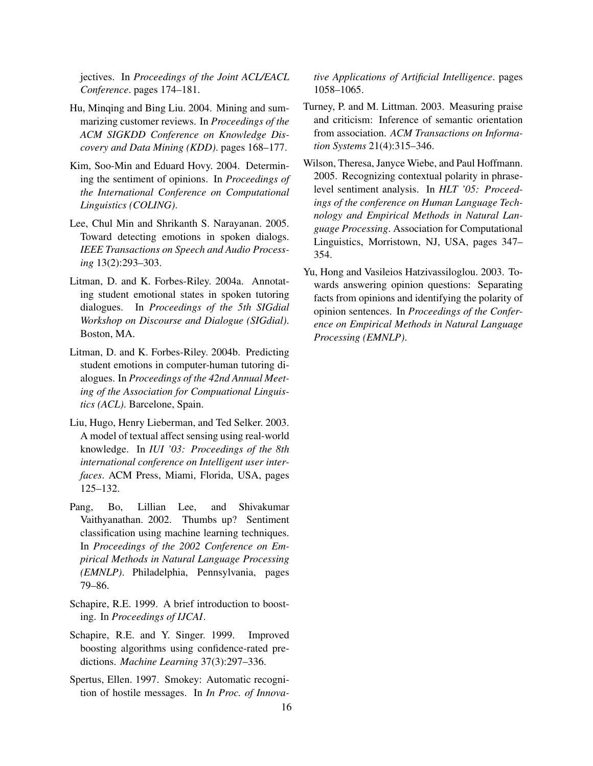jectives. In *Proceedings of the Joint ACL/EACL Conference*. pages 174–181.

Hu, Minqing and Bing Liu. 2004. Mining and summarizing customer reviews. In *Proceedings of the ACM SIGKDD Conference on Knowledge Discovery and Data Mining (KDD)*. pages 168–177.

Kim, Soo-Min and Eduard Hovy. 2004. Determining the sentiment of opinions. In *Proceedings of the International Conference on Computational Linguistics (COLING)*.

Lee, Chul Min and Shrikanth S. Narayanan. 2005. Toward detecting emotions in spoken dialogs. *IEEE Transactions on Speech and Audio Processing* 13(2):293–303.

Litman, D. and K. Forbes-Riley. 2004a. Annotating student emotional states in spoken tutoring dialogues. In *Proceedings of the 5th SIGdial Workshop on Discourse and Dialogue (SIGdial)*. Boston, MA.

Litman, D. and K. Forbes-Riley. 2004b. Predicting student emotions in computer-human tutoring dialogues. In *Proceedings of the 42nd Annual Meeting of the Association for Compuational Linguistics (ACL)*. Barcelone, Spain.

Liu, Hugo, Henry Lieberman, and Ted Selker. 2003. A model of textual affect sensing using real-world knowledge. In *IUI '03: Proceedings of the 8th international conference on Intelligent user interfaces*. ACM Press, Miami, Florida, USA, pages 125–132.

Pang, Bo, Lillian Lee, and Shivakumar Vaithyanathan. 2002. Thumbs up? Sentiment classification using machine learning techniques. In *Proceedings of the 2002 Conference on Empirical Methods in Natural Language Processing (EMNLP)*. Philadelphia, Pennsylvania, pages 79–86.

Schapire, R.E. 1999. A brief introduction to boosting. In *Proceedings of IJCAI*.

Schapire, R.E. and Y. Singer. 1999. Improved boosting algorithms using confidence-rated predictions. *Machine Learning* 37(3):297–336.

Spertus, Ellen. 1997. Smokey: Automatic recognition of hostile messages. In *In Proc. of Innovative Applications of Artificial Intelligence*. pages 1058–1065.

Turney, P. and M. Littman. 2003. Measuring praise and criticism: Inference of semantic orientation from association. *ACM Transactions on Information Systems* 21(4):315–346.

Wilson, Theresa, Janyce Wiebe, and Paul Hoffmann. 2005. Recognizing contextual polarity in phrase-level sentiment analysis. In *HLT '05: Proceedings of the conference on Human Language Technology and Empirical Methods in Natural Language Processing*. Association for Computational Linguistics, Morristown, NJ, USA, pages 347–354.

Yu, Hong and Vasileios Hatzivassiloglou. 2003. Towards answering opinion questions: Separating facts from opinions and identifying the polarity of opinion sentences. In *Proceedings of the Conference on Empirical Methods in Natural Language Processing (EMNLP)*.